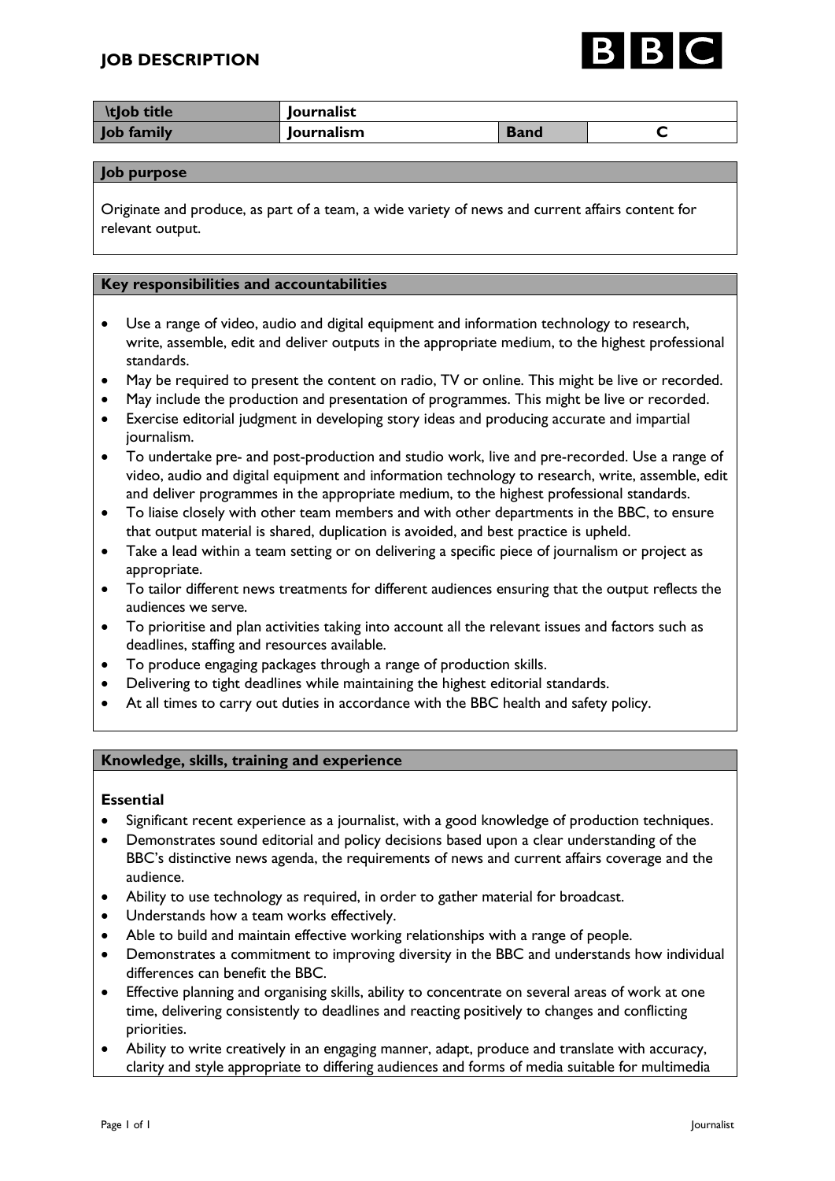# JOB DESCRIPTION

| \tJob title | Journalist | | |
|---|---|---|---|
| **Job family** | **Journalism** | **Band** | **C** |

## Job purpose

Originate and produce, as part of a team, a wide variety of news and current affairs content for relevant output.

## Key responsibilities and accountabilities

- Use a range of video, audio and digital equipment and information technology to research, write, assemble, edit and deliver outputs in the appropriate medium, to the highest professional standards.
- May be required to present the content on radio, TV or online. This might be live or recorded.
- May include the production and presentation of programmes. This might be live or recorded.
- Exercise editorial judgment in developing story ideas and producing accurate and impartial journalism.
- To undertake pre- and post-production and studio work, live and pre-recorded. Use a range of video, audio and digital equipment and information technology to research, write, assemble, edit and deliver programmes in the appropriate medium, to the highest professional standards.
- To liaise closely with other team members and with other departments in the BBC, to ensure that output material is shared, duplication is avoided, and best practice is upheld.
- Take a lead within a team setting or on delivering a specific piece of journalism or project as appropriate.
- To tailor different news treatments for different audiences ensuring that the output reflects the audiences we serve.
- To prioritise and plan activities taking into account all the relevant issues and factors such as deadlines, staffing and resources available.
- To produce engaging packages through a range of production skills.
- Delivering to tight deadlines while maintaining the highest editorial standards.
- At all times to carry out duties in accordance with the BBC health and safety policy.

## Knowledge, skills, training and experience

### Essential

- Significant recent experience as a journalist, with a good knowledge of production techniques.
- Demonstrates sound editorial and policy decisions based upon a clear understanding of the BBC's distinctive news agenda, the requirements of news and current affairs coverage and the audience.
- Ability to use technology as required, in order to gather material for broadcast.
- Understands how a team works effectively.
- Able to build and maintain effective working relationships with a range of people.
- Demonstrates a commitment to improving diversity in the BBC and understands how individual differences can benefit the BBC.
- Effective planning and organising skills, ability to concentrate on several areas of work at one time, delivering consistently to deadlines and reacting positively to changes and conflicting priorities.
- Ability to write creatively in an engaging manner, adapt, produce and translate with accuracy, clarity and style appropriate to differing audiences and forms of media suitable for multimedia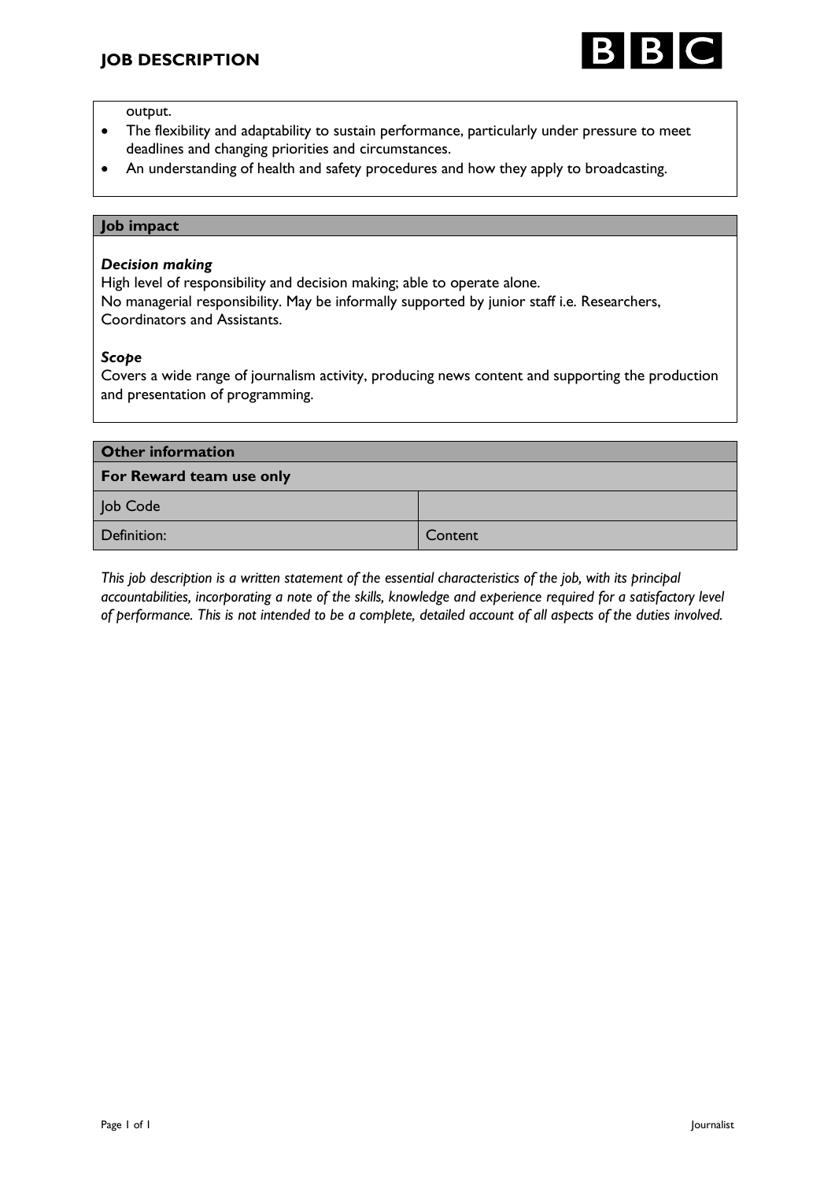output.

- The flexibility and adaptability to sustain performance, particularly under pressure to meet deadlines and changing priorities and circumstances.
- An understanding of health and safety procedures and how they apply to broadcasting.

## Job impact

***Decision making***

High level of responsibility and decision making; able to operate alone.
No managerial responsibility. May be informally supported by junior staff i.e. Researchers, Coordinators and Assistants.

***Scope***

Covers a wide range of journalism activity, producing news content and supporting the production and presentation of programming.

| Other information | |
|---|---|
| **For Reward team use only** | |
| Job Code | |
| Definition: | Content |

*This job description is a written statement of the essential characteristics of the job, with its principal accountabilities, incorporating a note of the skills, knowledge and experience required for a satisfactory level of performance. This is not intended to be a complete, detailed account of all aspects of the duties involved.*